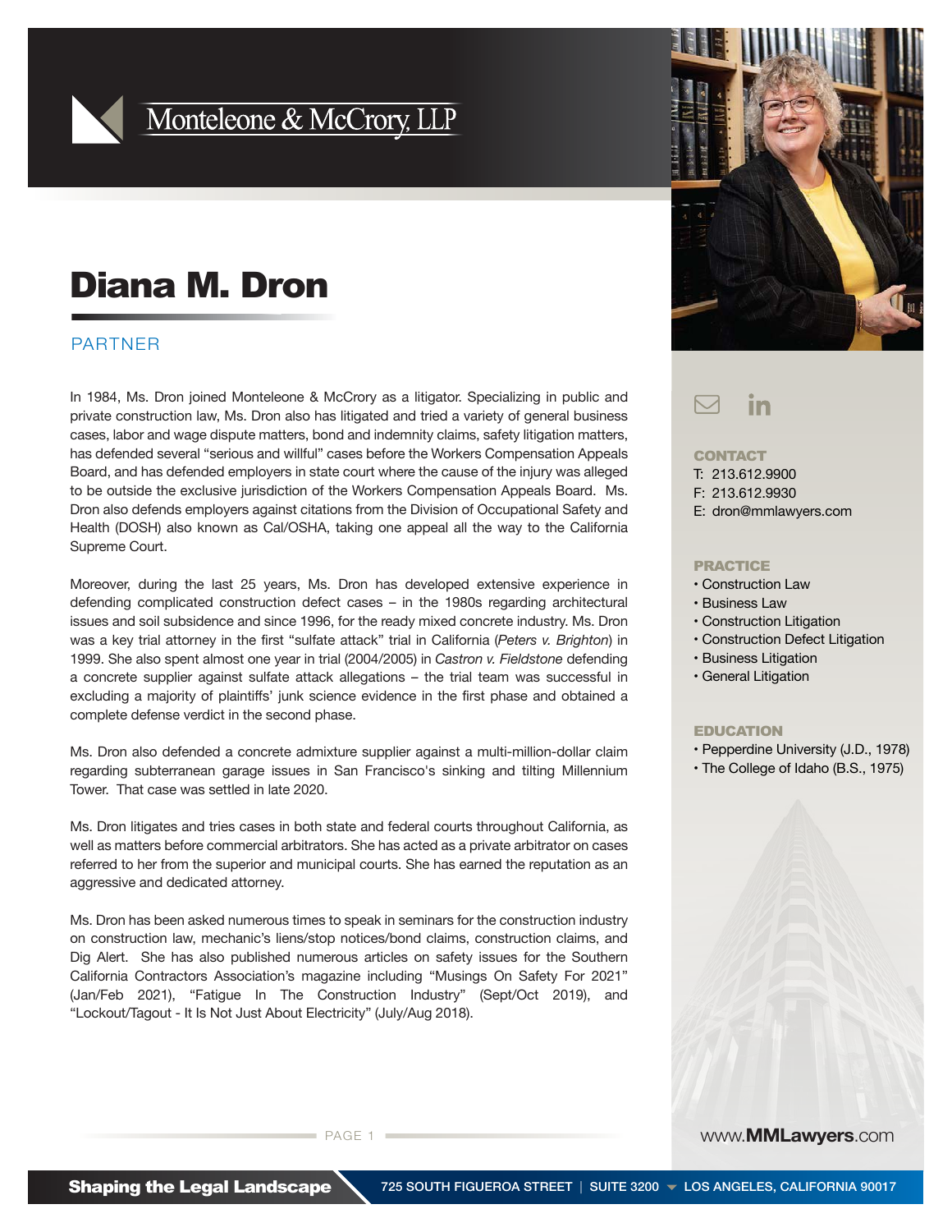Monteleone & McCrory, LLP

# Diana M. Dron

## PARTNER

In 1984, Ms. Dron joined Monteleone & McCrory as a litigator. Specializing in public and private construction law, Ms. Dron also has litigated and tried a variety of general business cases, labor and wage dispute matters, bond and indemnity claims, safety litigation matters, has defended several "serious and willful" cases before the Workers Compensation Appeals Board, and has defended employers in state court where the cause of the injury was alleged to be outside the exclusive jurisdiction of the Workers Compensation Appeals Board. Ms. Dron also defends employers against citations from the Division of Occupational Safety and Health (DOSH) also known as Cal/OSHA, taking one appeal all the way to the California Supreme Court.

Moreover, during the last 25 years, Ms. Dron has developed extensive experience in defending complicated construction defect cases – in the 1980s regarding architectural issues and soil subsidence and since 1996, for the ready mixed concrete industry. Ms. Dron was a key trial attorney in the first "sulfate attack" trial in California (*Peters v. Brighton*) in 1999. She also spent almost one year in trial (2004/2005) in *Castron v. Fieldstone* defending a concrete supplier against sulfate attack allegations – the trial team was successful in excluding a majority of plaintiffs' junk science evidence in the first phase and obtained a complete defense verdict in the second phase.

Ms. Dron also defended a concrete admixture supplier against a multi-million-dollar claim regarding subterranean garage issues in San Francisco's sinking and tilting Millennium Tower. That case was settled in late 2020.

Ms. Dron litigates and tries cases in both state and federal courts throughout California, as well as matters before commercial arbitrators. She has acted as a private arbitrator on cases referred to her from the superior and municipal courts. She has earned the reputation as an aggressive and dedicated attorney.

Ms. Dron has been asked numerous times to speak in seminars for the construction industry on construction law, mechanic's liens/stop notices/bond claims, construction claims, and Dig Alert. She has also published numerous articles on safety issues for the Southern California Contractors Association's magazine including "Musings On Safety For 2021" (Jan/Feb 2021), "Fatigue In The Construction Industry" (Sept/Oct 2019), and "Lockout/Tagout - It Is Not Just About Electricity" (July/Aug 2018).

### CONTACT

T: 213.612.9900
F: 213.612.9930
E: dron@mmlawyers.com

### PRACTICE

- Construction Law
- Business Law
- Construction Litigation
- Construction Defect Litigation
- Business Litigation
- General Litigation

### EDUCATION

- Pepperdine University (J.D., 1978)
- The College of Idaho (B.S., 1975)

www.MMLawyers.com

**Shaping the Legal Landscape** 725 SOUTH FIGUEROA STREET | SUITE 3200 LOS ANGELES, CALIFORNIA 90017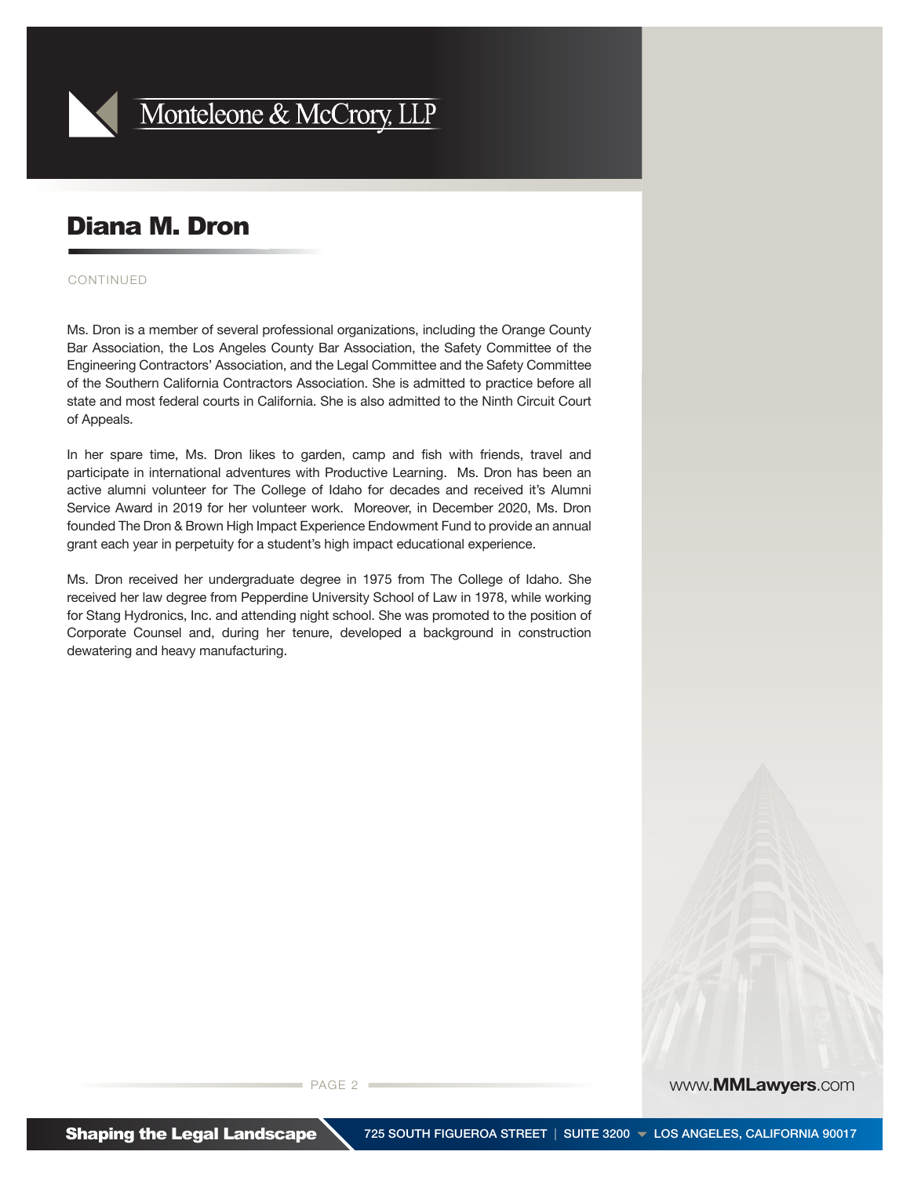# Diana M. Dron

CONTINUED

Ms. Dron is a member of several professional organizations, including the Orange County Bar Association, the Los Angeles County Bar Association, the Safety Committee of the Engineering Contractors' Association, and the Legal Committee and the Safety Committee of the Southern California Contractors Association. She is admitted to practice before all state and most federal courts in California. She is also admitted to the Ninth Circuit Court of Appeals.

In her spare time, Ms. Dron likes to garden, camp and fish with friends, travel and participate in international adventures with Productive Learning. Ms. Dron has been an active alumni volunteer for The College of Idaho for decades and received it's Alumni Service Award in 2019 for her volunteer work. Moreover, in December 2020, Ms. Dron founded The Dron & Brown High Impact Experience Endowment Fund to provide an annual grant each year in perpetuity for a student's high impact educational experience.

Ms. Dron received her undergraduate degree in 1975 from The College of Idaho. She received her law degree from Pepperdine University School of Law in 1978, while working for Stang Hydronics, Inc. and attending night school. She was promoted to the position of Corporate Counsel and, during her tenure, developed a background in construction dewatering and heavy manufacturing.